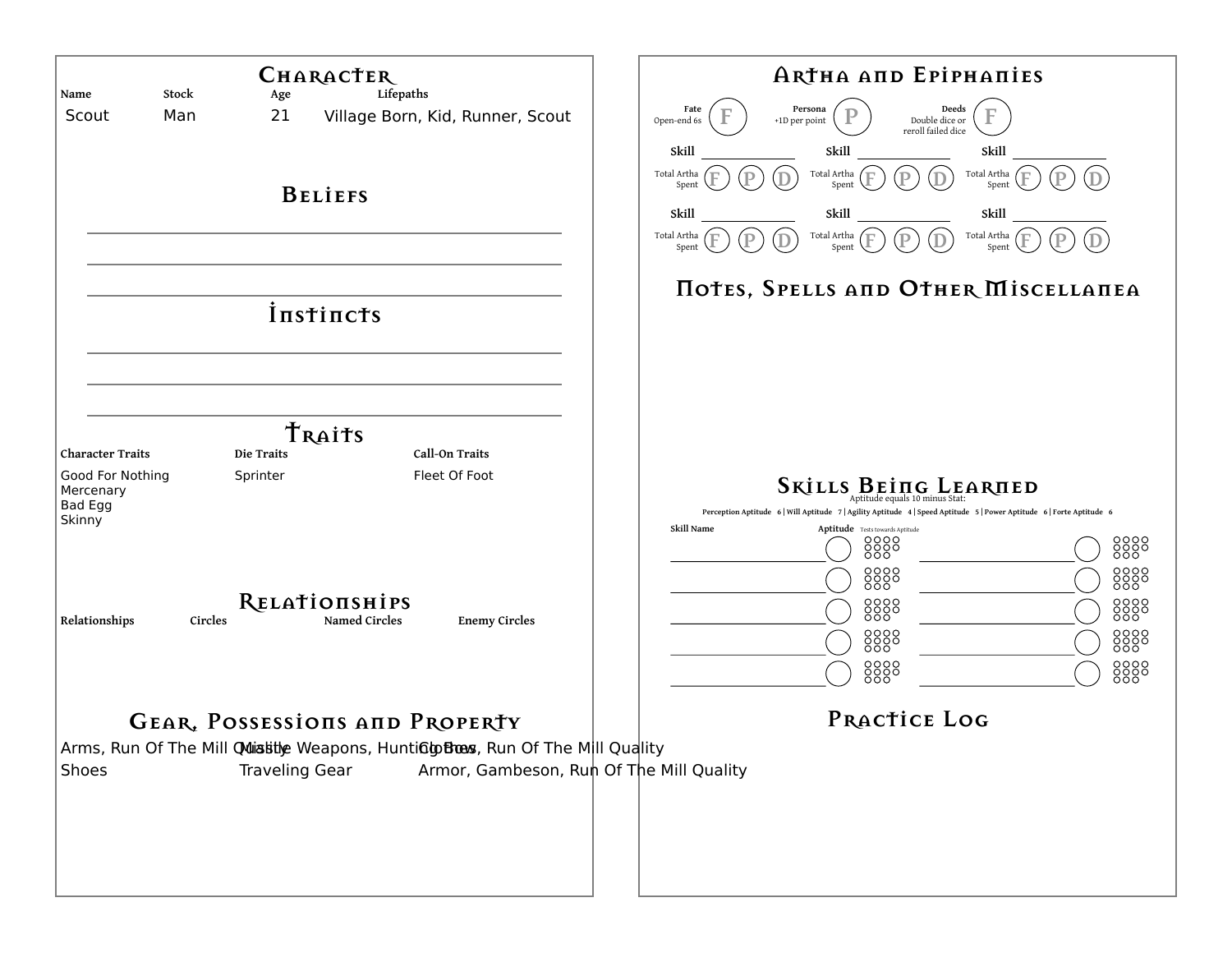# Character

| Name | Stock | Age | Lifepaths |
|---|---|---|---|
| Scout | Man | 21 | Village Born, Kid, Runner, Scout |

## Beliefs

## Instincts

## Traits

| Character Traits | Die Traits | Call-On Traits |
|---|---|---|
| Good For Nothing | Sprinter | Fleet Of Foot |
| Mercenary | | |
| Bad Egg | | |
| Skinny | | |

## Relationships

| Relationships | Circles | Named Circles | Enemy Circles |
|---|---|---|---|

## Gear, Possessions and Property

| | | |
|---|---|---|
| Arms, Run Of The Mill Quality | Missile Weapons, Hunting Bow | Clothes, Run Of The Mill Quality |
| Shoes | Traveling Gear | Armor, Gambeson, Run Of The Mill Quality |

# Artha and Epiphanies

| Fate | Persona | Deeds |
|---|---|---|
| Open-end 6s | +1D per point | Double dice or reroll failed dice |
| F | P | F |

| Skill | Skill | Skill |
|---|---|---|
| Total Artha Spent F P D | Total Artha Spent F P D | Total Artha Spent F P D |
| Total Artha Spent F P D | Total Artha Spent F P D | Total Artha Spent F P D |

## Notes, Spells and Other Miscellanea

## Skills Being Learned

Aptitude equals 10 minus Stat:

Perception Aptitude 6 | Will Aptitude 7 | Agility Aptitude 4 | Speed Aptitude 5 | Power Aptitude 6 | Forte Aptitude 6

| Skill Name | Aptitude | Tests towards Aptitude | Skill Name | Aptitude | Tests towards Aptitude |
|---|---|---|---|---|---|
| | | | | | |
| | | | | | |
| | | | | | |
| | | | | | |
| | | | | | |

## Practice Log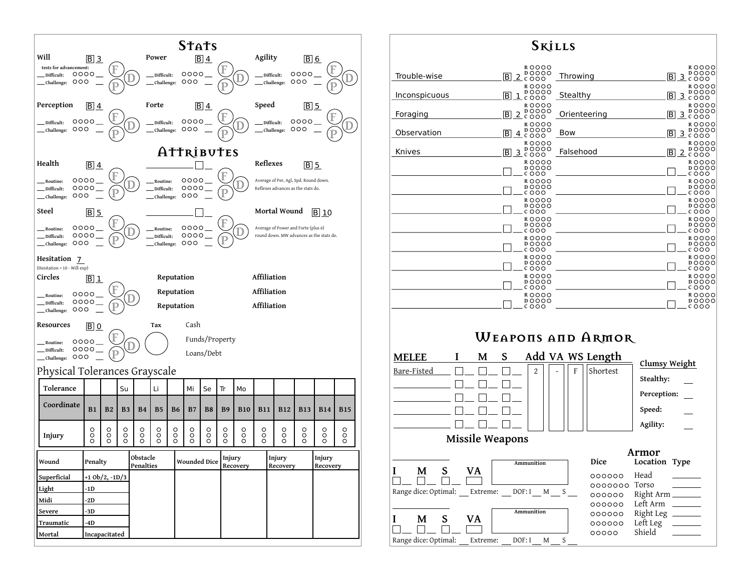# Stats

**Will** B 3
tests for advancement:
__ Difficult: ○○○○ __
__ Challenge: ○○○ __
F D P

**Power** B 4
__ Difficult: ○○○○ __
__ Challenge: ○○○ __
F D P

**Agility** B 6
__ Difficult: ○○○○ __
__ Challenge: ○○○ __
F D P

**Perception** B 4
__ Difficult: ○○○○ __
__ Challenge: ○○○ __
F D P

**Forte** B 4
__ Difficult: ○○○○ __
__ Challenge: ○○○ __
F D P

**Speed** B 5
__ Difficult: ○○○○ __
__ Challenge: ○○○ __
F D P

# Attributes

**Health** B 4
__ Routine: ○○○○ __
__ Difficult: ○○○○ __
__ Challenge: ○○○ __
F D P

________ ☐ __
__ Routine: ○○○○ __
__ Difficult: ○○○○ __
__ Challenge: ○○○ __
F D P

**Reflexes** B 5
Average of Per, Agl, Spd. Round down. Reflexes advances as the stats do.

**Steel** B 5
__ Routine: ○○○○ __
__ Difficult: ○○○○ __
__ Challenge: ○○○ __
F D P

________ ☐ __
__ Routine: ○○○○ __
__ Difficult: ○○○○ __
__ Challenge: ○○○ __
F D P

**Mortal Wound** B 10
Average of Power and Forte (plus 6) round down. MW advances as the stats do.

**Hesitation** 7
(Hesitation = 10 - Will exp)

**Circles** B 1
__ Routine: ○○○○ __
__ Difficult: ○○○○ __
__ Challenge: ○○○ __
F D P

Reputation | Affiliation
Reputation | Affiliation
Reputation | Affiliation

**Resources** B 0
__ Routine: ○○○○ __
__ Difficult: ○○○○ __
__ Challenge: ○○○ __
F D P

Tax ○

Cash
Funds/Property
Loans/Debt

## Physical Tolerances Grayscale

| Tolerance | | | Su | | Li | | Mi | Se | Tr | Mo | | | | | |
|---|---|---|---|---|---|---|---|---|---|---|---|---|---|---|---|
| Coordinate | B1 | B2 | B3 | B4 | B5 | B6 | B7 | B8 | B9 | B10 | B11 | B12 | B13 | B14 | B15 |
| Injury | ○○○ | ○○○ | ○○○ | ○○○ | ○○○ | ○○○ | ○○○ | ○○○ | ○○○ | ○○○ | ○○○ | ○○○ | ○○○ | ○○○ | ○○○ |

| Wound | Penalty | Obstacle Penalties | Wounded Dice | Injury Recovery | Injury Recovery | Injury Recovery |
|---|---|---|---|---|---|---|
| Superficial | +1 Ob/2, -1D/3 | | | | | |
| Light | -1D | | | | | |
| Midi | -2D | | | | | |
| Severe | -3D | | | | | |
| Traumatic | -4D | | | | | |
| Mortal | Incapacitated | | | | | |

# Skills

| Skill | Exp | | Skill | Exp |
|---|---|---|---|---|
| Trouble-wise | B 2 | | Throwing | B 3 |
| Inconspicuous | B 1 | | Stealthy | B 3 |
| Foraging | B 2 | | Orienteering | B 3 |
| Observation | B 4 | | Bow | B 3 |
| Knives | B 3 | | Falsehood | B 2 |

(Each skill: R ○○○○ D ○○○○ C ○○○)

# Weapons and Armor

| MELEE | I | M | S | Add | VA | WS | Length |
|---|---|---|---|---|---|---|---|
| Bare-Fisted | ☐ __ | ☐ __ | ☐ __ | 2 | - | F | Shortest |
| | ☐ __ | ☐ __ | ☐ __ | | | | |
| | ☐ __ | ☐ __ | ☐ __ | | | | |
| | ☐ __ | ☐ __ | ☐ __ | | | | |
| | ☐ __ | ☐ __ | ☐ __ | | | | |

**Clumsy Weight**
Stealthy: __
Perception: __
Speed: __
Agility: __

## Missile Weapons

I ☐ __ M ☐ __ S ☐ __ VA ☐ — Ammunition
Range dice: Optimal: __ Extreme: __ DOF: I __ M __ S __

I ☐ __ M ☐ __ S ☐ __ VA ☐ — Ammunition
Range dice: Optimal: __ Extreme: __ DOF: I __ M __ S __

## Armor

| Dice | Location | Type |
|---|---|---|
| ○○○○○○ | Head | |
| ○○○○○○○ | Torso | |
| ○○○○○○ | Right Arm | |
| ○○○○○○ | Left Arm | |
| ○○○○○○ | Right Leg | |
| ○○○○○○ | Left Leg | |
| ○○○○○ | Shield | |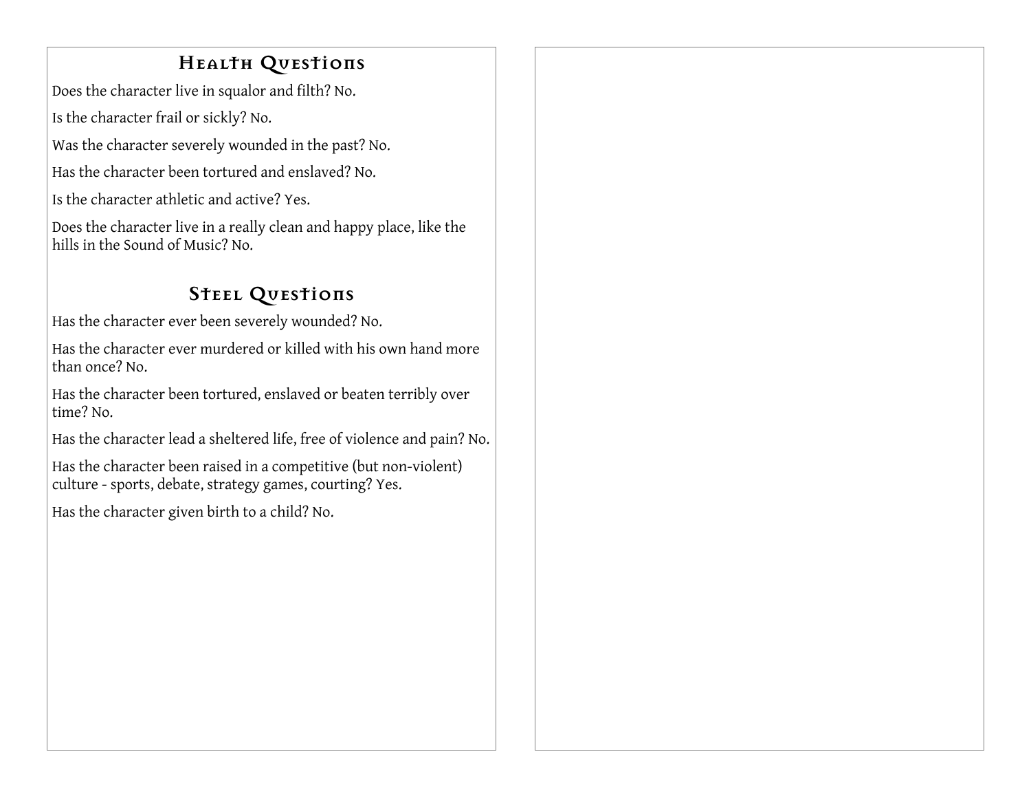## Health Questions

Does the character live in squalor and filth? No.

Is the character frail or sickly? No.

Was the character severely wounded in the past? No.

Has the character been tortured and enslaved? No.

Is the character athletic and active? Yes.

Does the character live in a really clean and happy place, like the hills in the Sound of Music? No.

## Steel Questions

Has the character ever been severely wounded? No.

Has the character ever murdered or killed with his own hand more than once? No.

Has the character been tortured, enslaved or beaten terribly over time? No.

Has the character lead a sheltered life, free of violence and pain? No.

Has the character been raised in a competitive (but non-violent) culture - sports, debate, strategy games, courting? Yes.

Has the character given birth to a child? No.